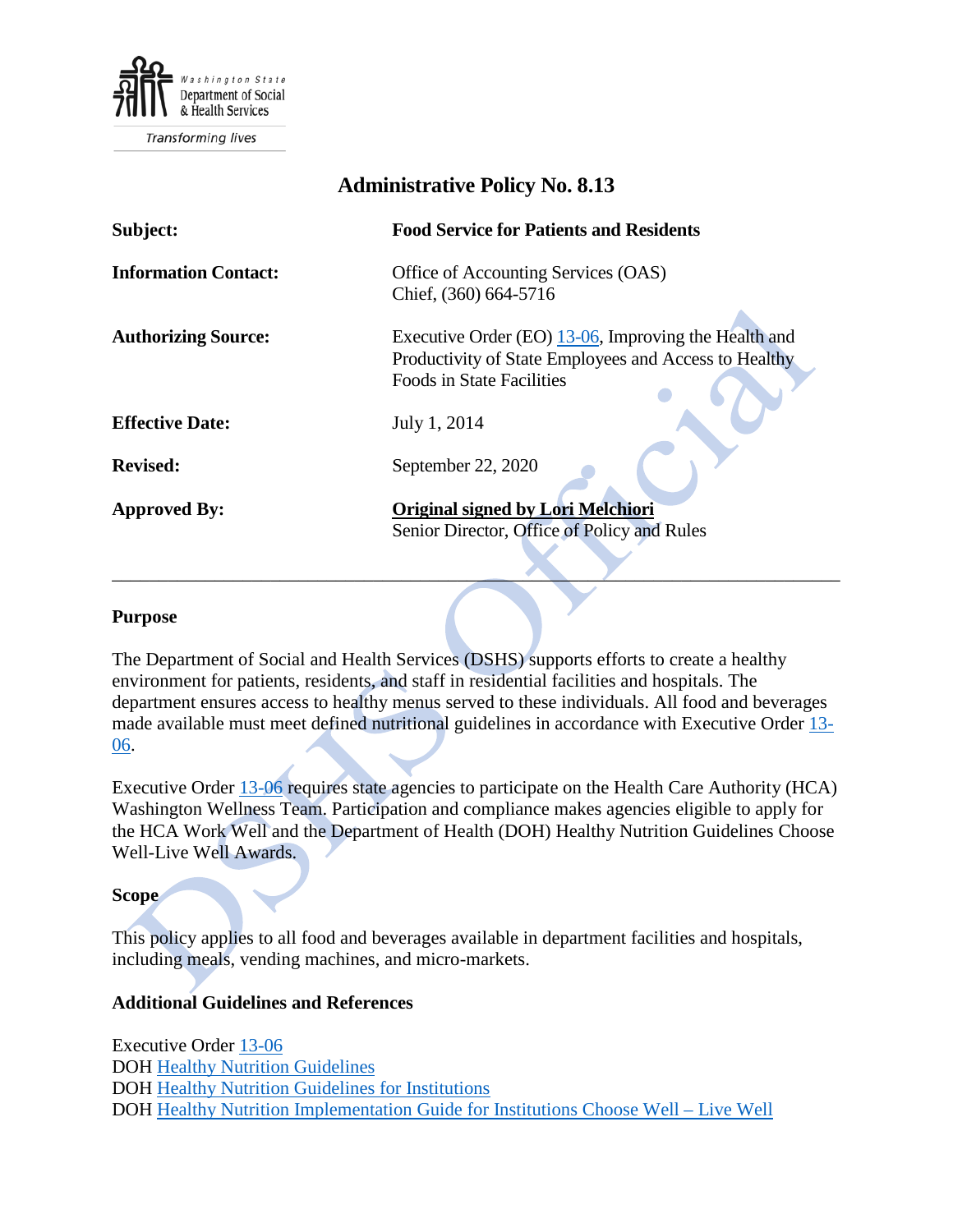Washington State Department of Social & Health Services

Transforming lives

# Administrative Policy No. 8.13

| | |
|---|---|
| **Subject:** | **Food Service for Patients and Residents** |
| **Information Contact:** | Office of Accounting Services (OAS) Chief, (360) 664-5716 |
| **Authorizing Source:** | Executive Order (EO) 13-06, Improving the Health and Productivity of State Employees and Access to Healthy Foods in State Facilities |
| **Effective Date:** | July 1, 2014 |
| **Revised:** | September 22, 2020 |
| **Approved By:** | **Original signed by Lori Melchiori** Senior Director, Office of Policy and Rules |

---

## Purpose

The Department of Social and Health Services (DSHS) supports efforts to create a healthy environment for patients, residents, and staff in residential facilities and hospitals. The department ensures access to healthy menus served to these individuals. All food and beverages made available must meet defined nutritional guidelines in accordance with Executive Order 13-06.

Executive Order 13-06 requires state agencies to participate on the Health Care Authority (HCA) Washington Wellness Team. Participation and compliance makes agencies eligible to apply for the HCA Work Well and the Department of Health (DOH) Healthy Nutrition Guidelines Choose Well-Live Well Awards.

## Scope

This policy applies to all food and beverages available in department facilities and hospitals, including meals, vending machines, and micro-markets.

## Additional Guidelines and References

Executive Order 13-06
DOH Healthy Nutrition Guidelines
DOH Healthy Nutrition Guidelines for Institutions
DOH Healthy Nutrition Implementation Guide for Institutions Choose Well – Live Well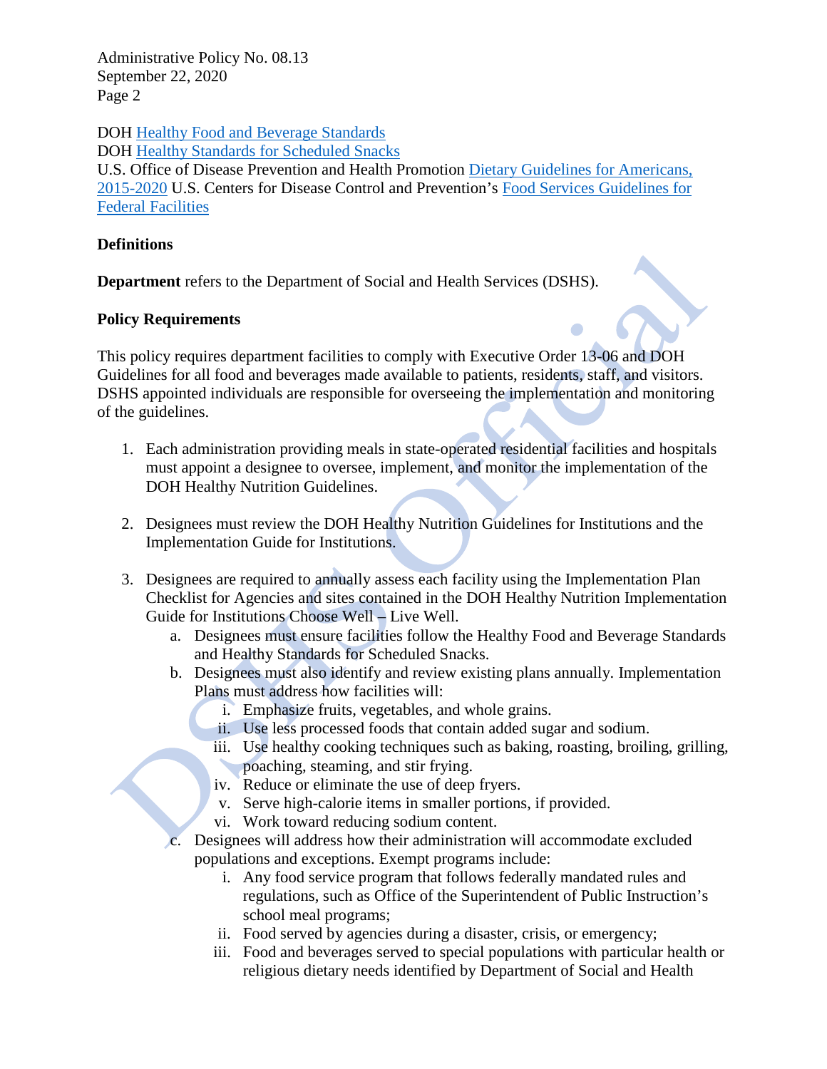DOH Healthy Food and Beverage Standards
DOH Healthy Standards for Scheduled Snacks
U.S. Office of Disease Prevention and Health Promotion Dietary Guidelines for Americans, 2015-2020 U.S. Centers for Disease Control and Prevention's Food Services Guidelines for Federal Facilities

**Definitions**

**Department** refers to the Department of Social and Health Services (DSHS).

**Policy Requirements**

This policy requires department facilities to comply with Executive Order 13-06 and DOH Guidelines for all food and beverages made available to patients, residents, staff, and visitors. DSHS appointed individuals are responsible for overseeing the implementation and monitoring of the guidelines.

1. Each administration providing meals in state-operated residential facilities and hospitals must appoint a designee to oversee, implement, and monitor the implementation of the DOH Healthy Nutrition Guidelines.

2. Designees must review the DOH Healthy Nutrition Guidelines for Institutions and the Implementation Guide for Institutions.

3. Designees are required to annually assess each facility using the Implementation Plan Checklist for Agencies and sites contained in the DOH Healthy Nutrition Implementation Guide for Institutions Choose Well – Live Well.
   a. Designees must ensure facilities follow the Healthy Food and Beverage Standards and Healthy Standards for Scheduled Snacks.
   b. Designees must also identify and review existing plans annually. Implementation Plans must address how facilities will:
      i. Emphasize fruits, vegetables, and whole grains.
      ii. Use less processed foods that contain added sugar and sodium.
      iii. Use healthy cooking techniques such as baking, roasting, broiling, grilling, poaching, steaming, and stir frying.
      iv. Reduce or eliminate the use of deep fryers.
      v. Serve high-calorie items in smaller portions, if provided.
      vi. Work toward reducing sodium content.
   c. Designees will address how their administration will accommodate excluded populations and exceptions. Exempt programs include:
      i. Any food service program that follows federally mandated rules and regulations, such as Office of the Superintendent of Public Instruction's school meal programs;
      ii. Food served by agencies during a disaster, crisis, or emergency;
      iii. Food and beverages served to special populations with particular health or religious dietary needs identified by Department of Social and Health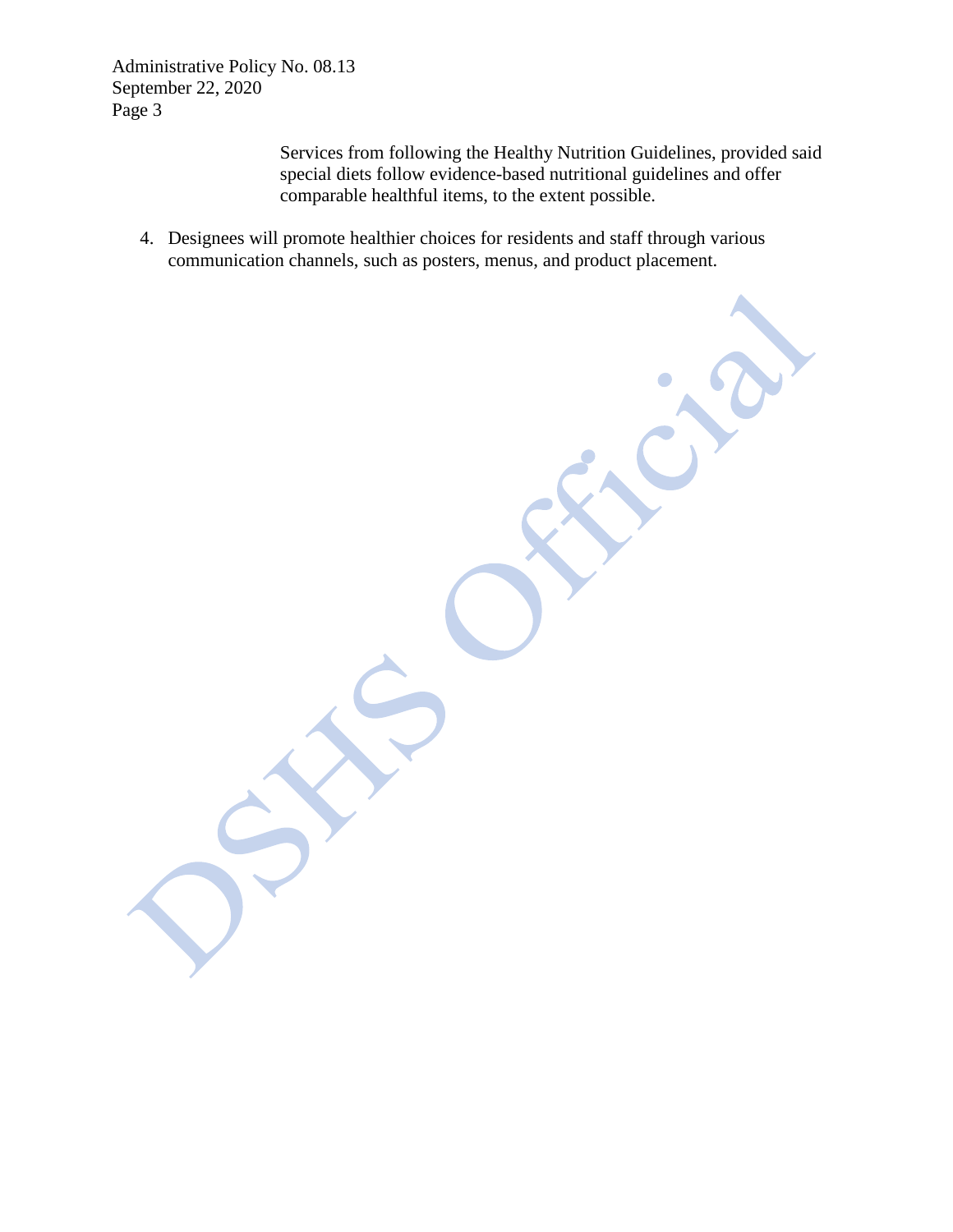Services from following the Healthy Nutrition Guidelines, provided said special diets follow evidence-based nutritional guidelines and offer comparable healthful items, to the extent possible.

4. Designees will promote healthier choices for residents and staff through various communication channels, such as posters, menus, and product placement.